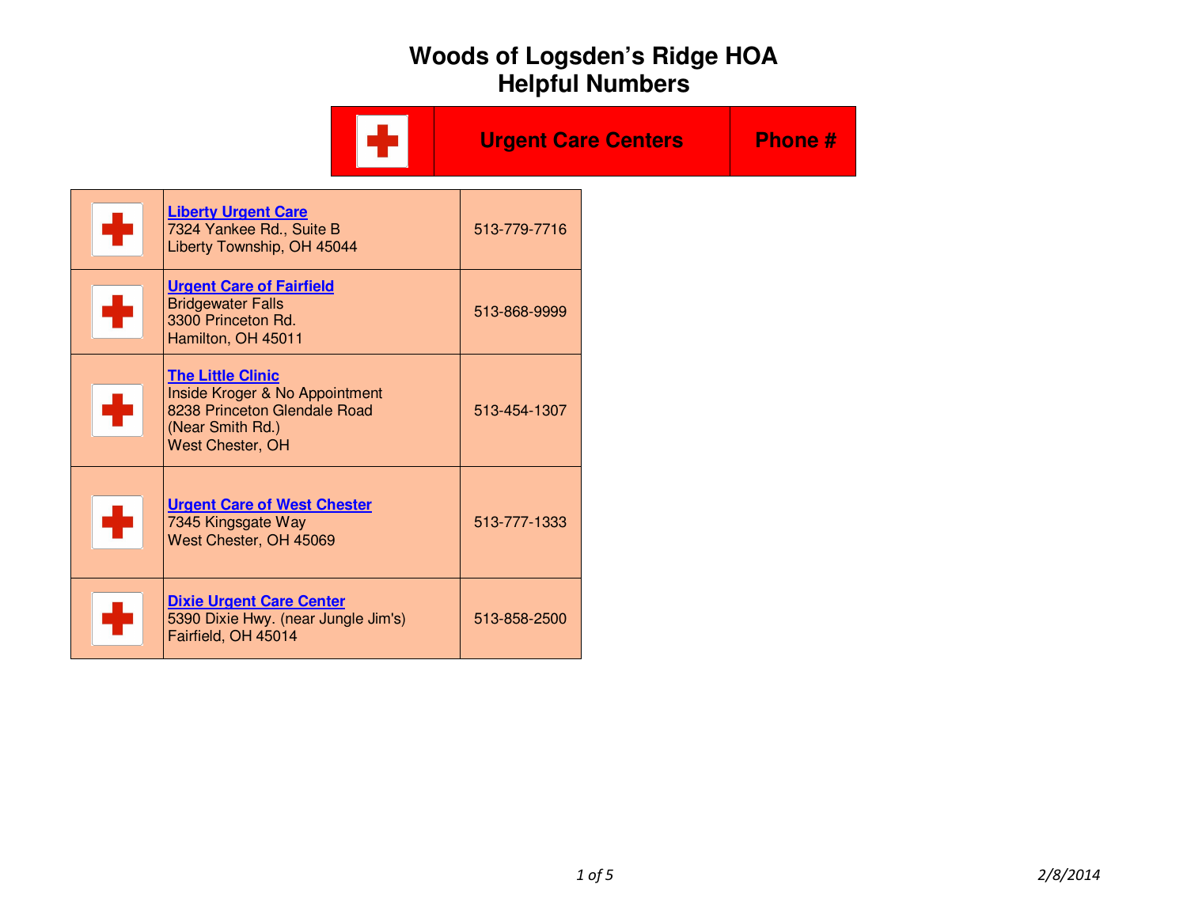# Woods of Logsden's Ridge HOA
## Helpful Numbers

| | Urgent Care Centers | Phone # |
|---|---|---|
| | **Liberty Urgent Care**<br>7324 Yankee Rd., Suite B<br>Liberty Township, OH 45044 | 513-779-7716 |
| | **Urgent Care of Fairfield**<br>Bridgewater Falls<br>3300 Princeton Rd.<br>Hamilton, OH 45011 | 513-868-9999 |
| | **The Little Clinic**<br>Inside Kroger & No Appointment<br>8238 Princeton Glendale Road<br>(Near Smith Rd.)<br>West Chester, OH | 513-454-1307 |
| | **Urgent Care of West Chester**<br>7345 Kingsgate Way<br>West Chester, OH 45069 | 513-777-1333 |
| | **Dixie Urgent Care Center**<br>5390 Dixie Hwy. (near Jungle Jim's)<br>Fairfield, OH 45014 | 513-858-2500 |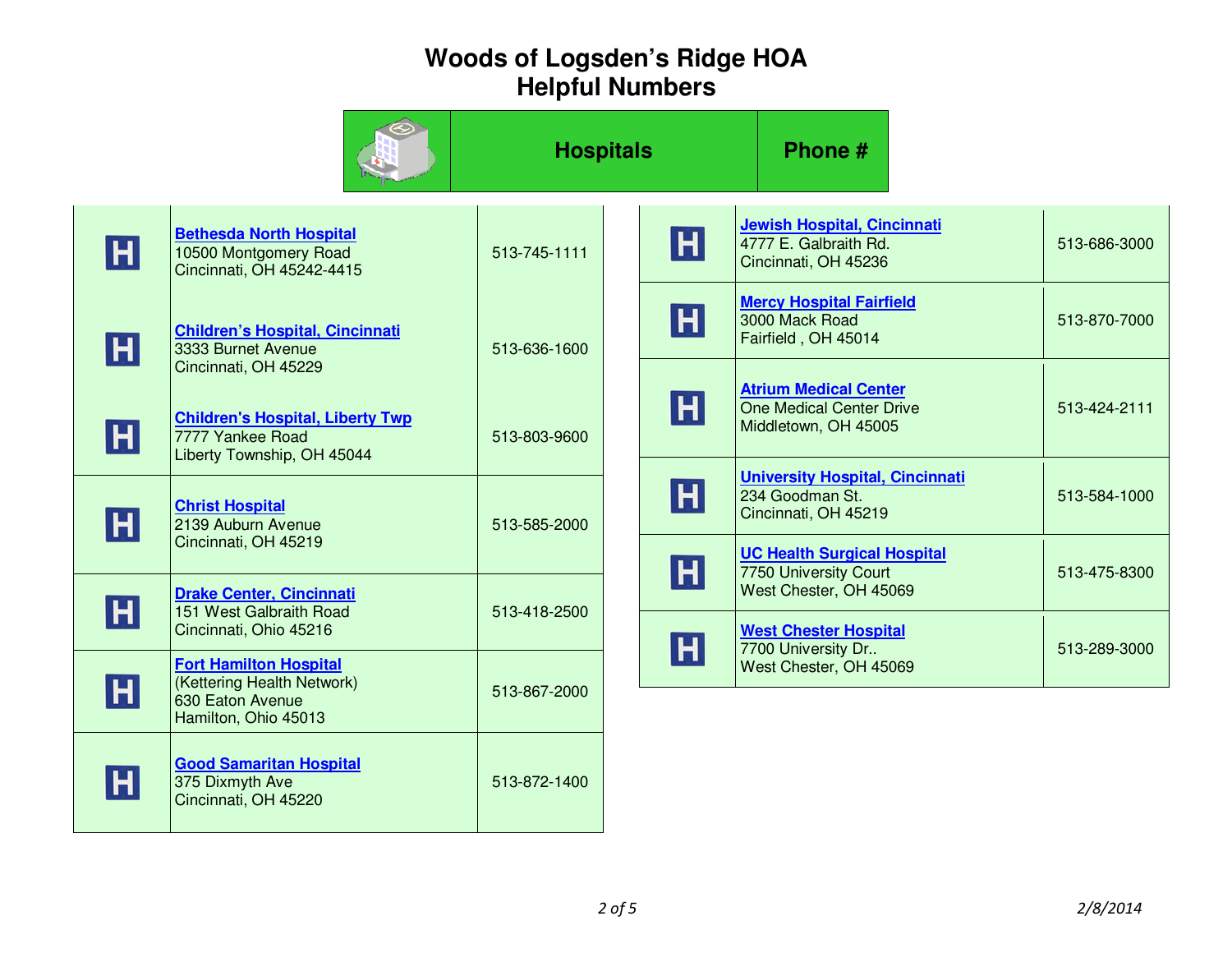# Woods of Logsden's Ridge HOA
## Helpful Numbers

| Hospitals | Phone # |
|---|---|
| **Bethesda North Hospital**<br>10500 Montgomery Road<br>Cincinnati, OH 45242-4415 | 513-745-1111 |
| **Children's Hospital, Cincinnati**<br>3333 Burnet Avenue<br>Cincinnati, OH 45229 | 513-636-1600 |
| **Children's Hospital, Liberty Twp**<br>7777 Yankee Road<br>Liberty Township, OH 45044 | 513-803-9600 |
| **Christ Hospital**<br>2139 Auburn Avenue<br>Cincinnati, OH 45219 | 513-585-2000 |
| **Drake Center, Cincinnati**<br>151 West Galbraith Road<br>Cincinnati, Ohio 45216 | 513-418-2500 |
| **Fort Hamilton Hospital**<br>(Kettering Health Network)<br>630 Eaton Avenue<br>Hamilton, Ohio 45013 | 513-867-2000 |
| **Good Samaritan Hospital**<br>375 Dixmyth Ave<br>Cincinnati, OH 45220 | 513-872-1400 |
| **Jewish Hospital, Cincinnati**<br>4777 E. Galbraith Rd.<br>Cincinnati, OH 45236 | 513-686-3000 |
| **Mercy Hospital Fairfield**<br>3000 Mack Road<br>Fairfield , OH 45014 | 513-870-7000 |
| **Atrium Medical Center**<br>One Medical Center Drive<br>Middletown, OH 45005 | 513-424-2111 |
| **University Hospital, Cincinnati**<br>234 Goodman St.<br>Cincinnati, OH 45219 | 513-584-1000 |
| **UC Health Surgical Hospital**<br>7750 University Court<br>West Chester, OH 45069 | 513-475-8300 |
| **West Chester Hospital**<br>7700 University Dr..<br>West Chester, OH 45069 | 513-289-3000 |

*2/8/2014*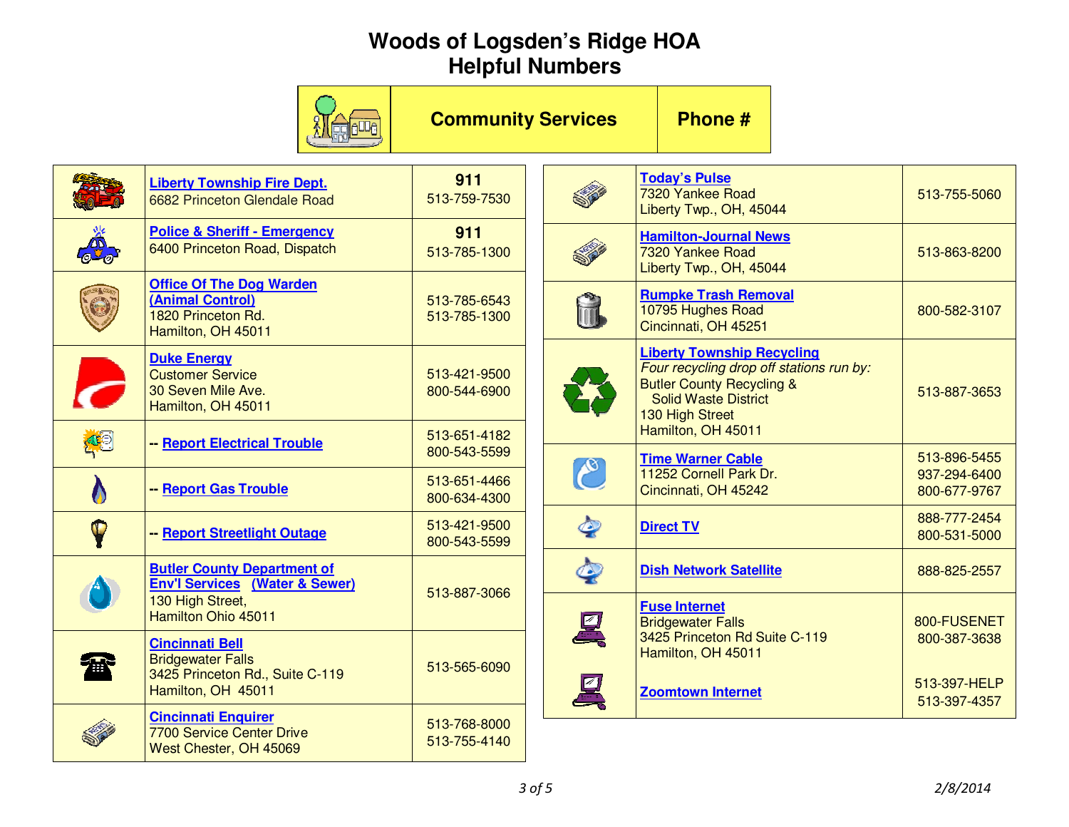# Woods of Logsden's Ridge HOA
# Helpful Numbers

| Community Services | Phone # |
|---|---|
| **Liberty Township Fire Dept.**<br>6682 Princeton Glendale Road | **911**<br>513-759-7530 |
| **Police & Sheriff - Emergency**<br>6400 Princeton Road, Dispatch | **911**<br>513-785-1300 |
| **Office Of The Dog Warden (Animal Control)**<br>1820 Princeton Rd.<br>Hamilton, OH 45011 | 513-785-6543<br>513-785-1300 |
| **Duke Energy**<br>Customer Service<br>30 Seven Mile Ave.<br>Hamilton, OH 45011 | 513-421-9500<br>800-544-6900 |
| -- **Report Electrical Trouble** | 513-651-4182<br>800-543-5599 |
| -- **Report Gas Trouble** | 513-651-4466<br>800-634-4300 |
| -- **Report Streetlight Outage** | 513-421-9500<br>800-543-5599 |
| **Butler County Department of Env'l Services (Water & Sewer)**<br>130 High Street,<br>Hamilton Ohio 45011 | 513-887-3066 |
| **Cincinnati Bell**<br>Bridgewater Falls<br>3425 Princeton Rd., Suite C-119<br>Hamilton, OH 45011 | 513-565-6090 |
| **Cincinnati Enquirer**<br>7700 Service Center Drive<br>West Chester, OH 45069 | 513-768-8000<br>513-755-4140 |
| **Today's Pulse**<br>7320 Yankee Road<br>Liberty Twp., OH, 45044 | 513-755-5060 |
| **Hamilton-Journal News**<br>7320 Yankee Road<br>Liberty Twp., OH, 45044 | 513-863-8200 |
| **Rumpke Trash Removal**<br>10795 Hughes Road<br>Cincinnati, OH 45251 | 800-582-3107 |
| **Liberty Township Recycling**<br>*Four recycling drop off stations run by:*<br>Butler County Recycling & Solid Waste District<br>130 High Street<br>Hamilton, OH 45011 | 513-887-3653 |
| **Time Warner Cable**<br>11252 Cornell Park Dr.<br>Cincinnati, OH 45242 | 513-896-5455<br>937-294-6400<br>800-677-9767 |
| **Direct TV** | 888-777-2454<br>800-531-5000 |
| **Dish Network Satellite** | 888-825-2557 |
| **Fuse Internet**<br>Bridgewater Falls<br>3425 Princeton Rd Suite C-119<br>Hamilton, OH 45011 | 800-FUSENET<br>800-387-3638 |
| **Zoomtown Internet** | 513-397-HELP<br>513-397-4357 |

2/8/2014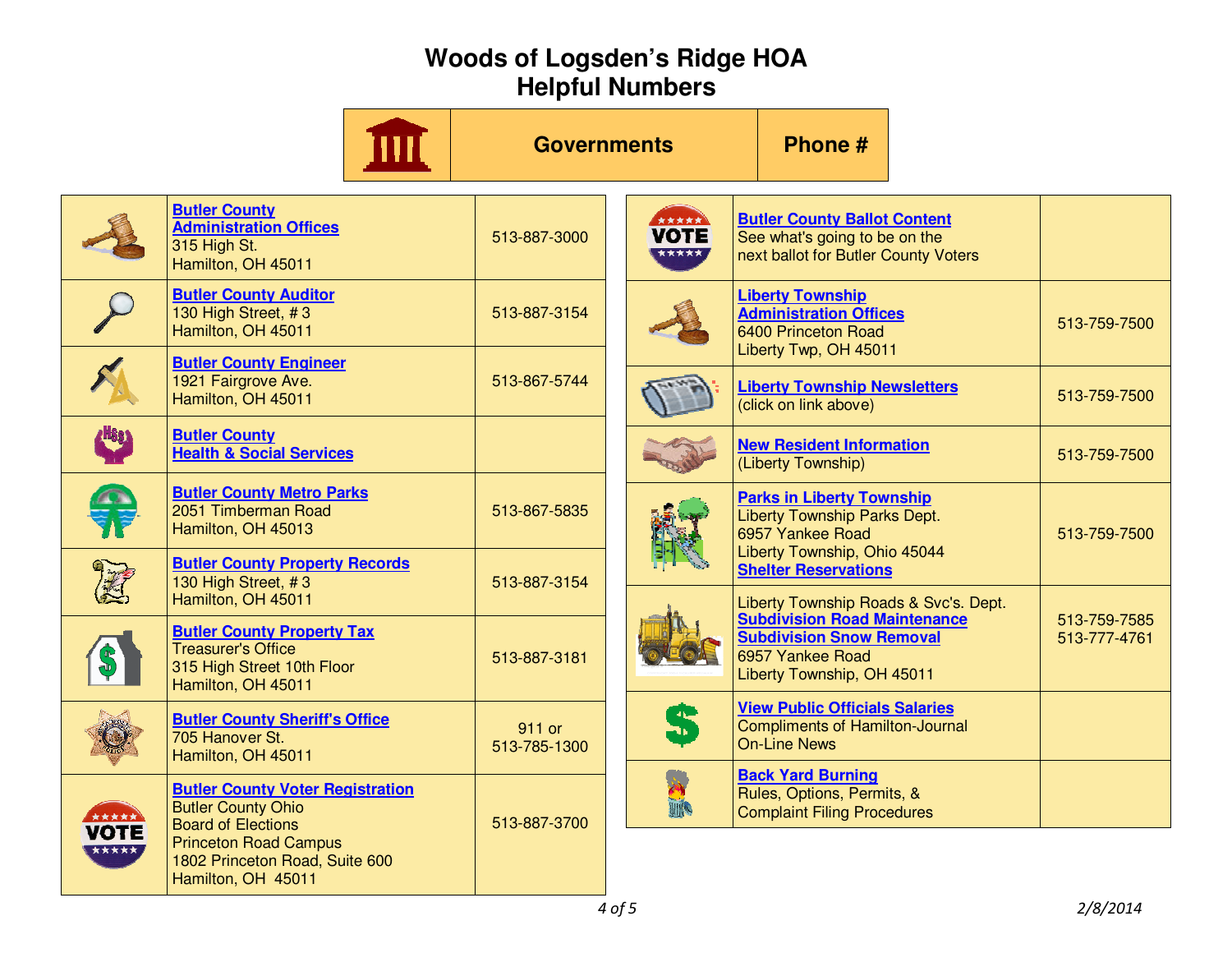# Woods of Logsden's Ridge HOA
# Helpful Numbers

| Governments | Phone # |
|---|---|
| **Butler County Administration Offices**<br>315 High St.<br>Hamilton, OH 45011 | 513-887-3000 |
| **Butler County Auditor**<br>130 High Street, # 3<br>Hamilton, OH 45011 | 513-887-3154 |
| **Butler County Engineer**<br>1921 Fairgrove Ave.<br>Hamilton, OH 45011 | 513-867-5744 |
| **Butler County Health & Social Services** | |
| **Butler County Metro Parks**<br>2051 Timberman Road<br>Hamilton, OH 45013 | 513-867-5835 |
| **Butler County Property Records**<br>130 High Street, # 3<br>Hamilton, OH 45011 | 513-887-3154 |
| **Butler County Property Tax**<br>Treasurer's Office<br>315 High Street 10th Floor<br>Hamilton, OH 45011 | 513-887-3181 |
| **Butler County Sheriff's Office**<br>705 Hanover St.<br>Hamilton, OH 45011 | 911 or<br>513-785-1300 |
| **Butler County Voter Registration**<br>Butler County Ohio<br>Board of Elections<br>Princeton Road Campus<br>1802 Princeton Road, Suite 600<br>Hamilton, OH 45011 | 513-887-3700 |
| **Butler County Ballot Content**<br>See what's going to be on the next ballot for Butler County Voters | |
| **Liberty Township Administration Offices**<br>6400 Princeton Road<br>Liberty Twp, OH 45011 | 513-759-7500 |
| **Liberty Township Newsletters**<br>(click on link above) | 513-759-7500 |
| **New Resident Information**<br>(Liberty Township) | 513-759-7500 |
| **Parks in Liberty Township**<br>Liberty Township Parks Dept.<br>6957 Yankee Road<br>Liberty Township, Ohio 45044<br>**Shelter Reservations** | 513-759-7500 |
| Liberty Township Roads & Svc's. Dept.<br>**Subdivision Road Maintenance**<br>**Subdivision Snow Removal**<br>6957 Yankee Road<br>Liberty Township, OH 45011 | 513-759-7585<br>513-777-4761 |
| **View Public Officials Salaries**<br>Compliments of Hamilton-Journal On-Line News | |
| **Back Yard Burning**<br>Rules, Options, Permits, & Complaint Filing Procedures | |

*2/8/2014*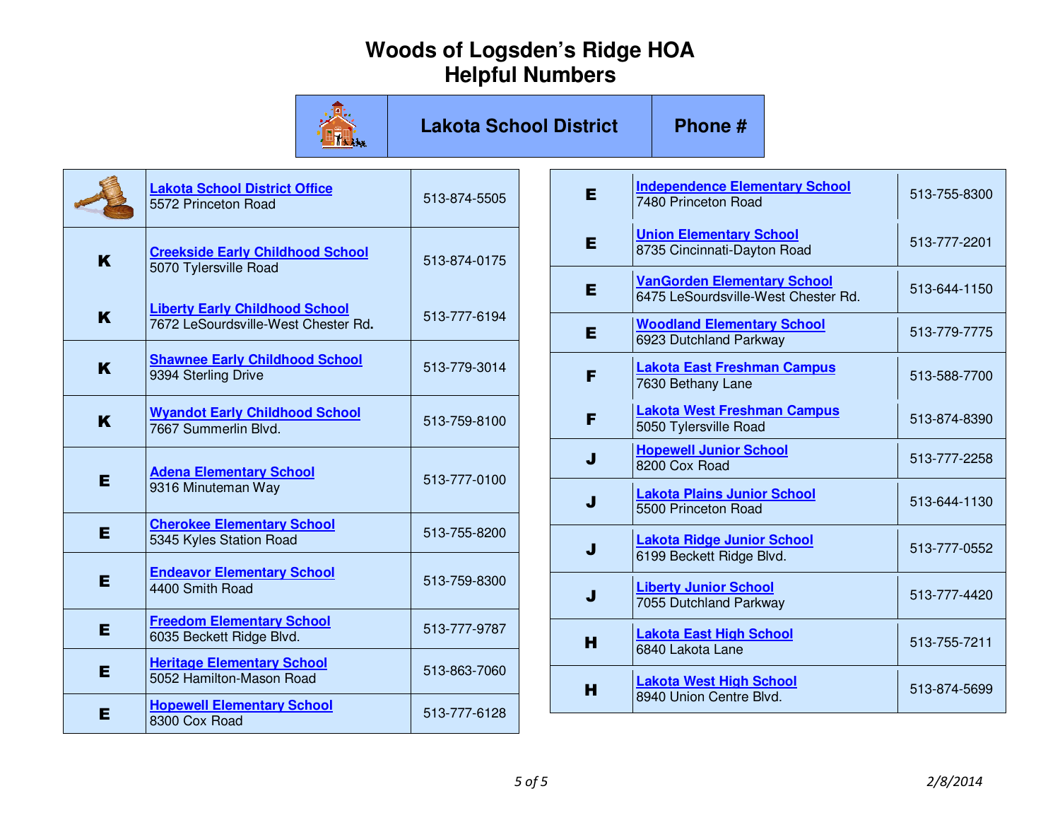# Woods of Logsden's Ridge HOA
# Helpful Numbers

| | Lakota School District | Phone # |
|---|---|---|
| | **Lakota School District Office**<br>5572 Princeton Road | 513-874-5505 |
| K | **Creekside Early Childhood School**<br>5070 Tylersville Road | 513-874-0175 |
| K | **Liberty Early Childhood School**<br>7672 LeSourdsville-West Chester Rd. | 513-777-6194 |
| K | **Shawnee Early Childhood School**<br>9394 Sterling Drive | 513-779-3014 |
| K | **Wyandot Early Childhood School**<br>7667 Summerlin Blvd. | 513-759-8100 |
| E | **Adena Elementary School**<br>9316 Minuteman Way | 513-777-0100 |
| E | **Cherokee Elementary School**<br>5345 Kyles Station Road | 513-755-8200 |
| E | **Endeavor Elementary School**<br>4400 Smith Road | 513-759-8300 |
| E | **Freedom Elementary School**<br>6035 Beckett Ridge Blvd. | 513-777-9787 |
| E | **Heritage Elementary School**<br>5052 Hamilton-Mason Road | 513-863-7060 |
| E | **Hopewell Elementary School**<br>8300 Cox Road | 513-777-6128 |
| E | **Independence Elementary School**<br>7480 Princeton Road | 513-755-8300 |
| E | **Union Elementary School**<br>8735 Cincinnati-Dayton Road | 513-777-2201 |
| E | **VanGorden Elementary School**<br>6475 LeSourdsville-West Chester Rd. | 513-644-1150 |
| E | **Woodland Elementary School**<br>6923 Dutchland Parkway | 513-779-7775 |
| F | **Lakota East Freshman Campus**<br>7630 Bethany Lane | 513-588-7700 |
| F | **Lakota West Freshman Campus**<br>5050 Tylersville Road | 513-874-8390 |
| J | **Hopewell Junior School**<br>8200 Cox Road | 513-777-2258 |
| J | **Lakota Plains Junior School**<br>5500 Princeton Road | 513-644-1130 |
| J | **Lakota Ridge Junior School**<br>6199 Beckett Ridge Blvd. | 513-777-0552 |
| J | **Liberty Junior School**<br>7055 Dutchland Parkway | 513-777-4420 |
| H | **Lakota East High School**<br>6840 Lakota Lane | 513-755-7211 |
| H | **Lakota West High School**<br>8940 Union Centre Blvd. | 513-874-5699 |

*2/8/2014*